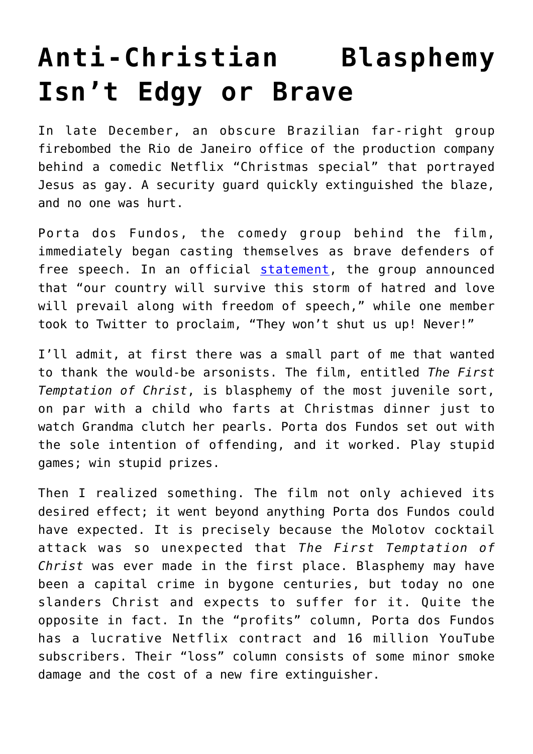# Anti-Christian Blasphemy Isn't Edgy or Brave

In late December, an obscure Brazilian far-right group firebombed the Rio de Janeiro office of the production company behind a comedic Netflix "Christmas special" that portrayed Jesus as gay. A security guard quickly extinguished the blaze, and no one was hurt.

Porta dos Fundos, the comedy group behind the film, immediately began casting themselves as brave defenders of free speech. In an official statement, the group announced that "our country will survive this storm of hatred and love will prevail along with freedom of speech," while one member took to Twitter to proclaim, "They won't shut us up! Never!"

I'll admit, at first there was a small part of me that wanted to thank the would-be arsonists. The film, entitled *The First Temptation of Christ*, is blasphemy of the most juvenile sort, on par with a child who farts at Christmas dinner just to watch Grandma clutch her pearls. Porta dos Fundos set out with the sole intention of offending, and it worked. Play stupid games; win stupid prizes.

Then I realized something. The film not only achieved its desired effect; it went beyond anything Porta dos Fundos could have expected. It is precisely because the Molotov cocktail attack was so unexpected that *The First Temptation of Christ* was ever made in the first place. Blasphemy may have been a capital crime in bygone centuries, but today no one slanders Christ and expects to suffer for it. Quite the opposite in fact. In the "profits" column, Porta dos Fundos has a lucrative Netflix contract and 16 million YouTube subscribers. Their "loss" column consists of some minor smoke damage and the cost of a new fire extinguisher.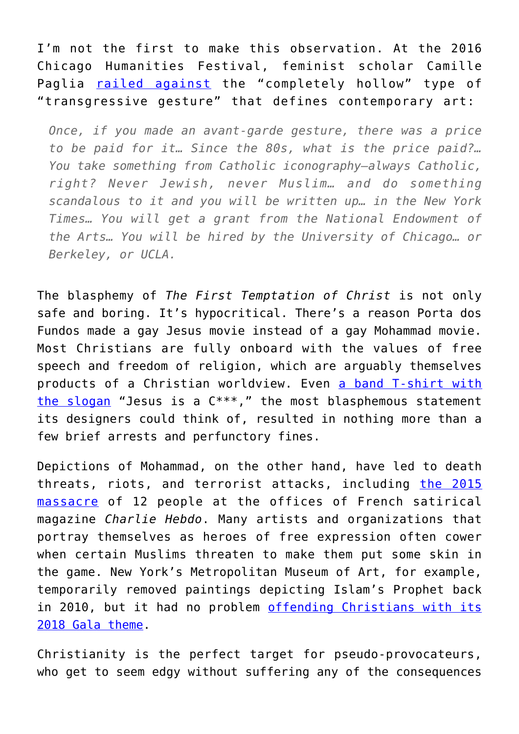I'm not the first to make this observation. At the 2016 Chicago Humanities Festival, feminist scholar Camille Paglia railed against the "completely hollow" type of "transgressive gesture" that defines contemporary art:

> *Once, if you made an avant-garde gesture, there was a price to be paid for it… Since the 80s, what is the price paid?… You take something from Catholic iconography—always Catholic, right? Never Jewish, never Muslim… and do something scandalous to it and you will be written up… in the New York Times… You will get a grant from the National Endowment of the Arts… You will be hired by the University of Chicago… or Berkeley, or UCLA.*

The blasphemy of *The First Temptation of Christ* is not only safe and boring. It's hypocritical. There's a reason Porta dos Fundos made a gay Jesus movie instead of a gay Mohammad movie. Most Christians are fully onboard with the values of free speech and freedom of religion, which are arguably themselves products of a Christian worldview. Even a band T-shirt with the slogan "Jesus is a C***," the most blasphemous statement its designers could think of, resulted in nothing more than a few brief arrests and perfunctory fines.

Depictions of Mohammad, on the other hand, have led to death threats, riots, and terrorist attacks, including the 2015 massacre of 12 people at the offices of French satirical magazine *Charlie Hebdo*. Many artists and organizations that portray themselves as heroes of free expression often cower when certain Muslims threaten to make them put some skin in the game. New York's Metropolitan Museum of Art, for example, temporarily removed paintings depicting Islam's Prophet back in 2010, but it had no problem offending Christians with its 2018 Gala theme.

Christianity is the perfect target for pseudo-provocateurs, who get to seem edgy without suffering any of the consequences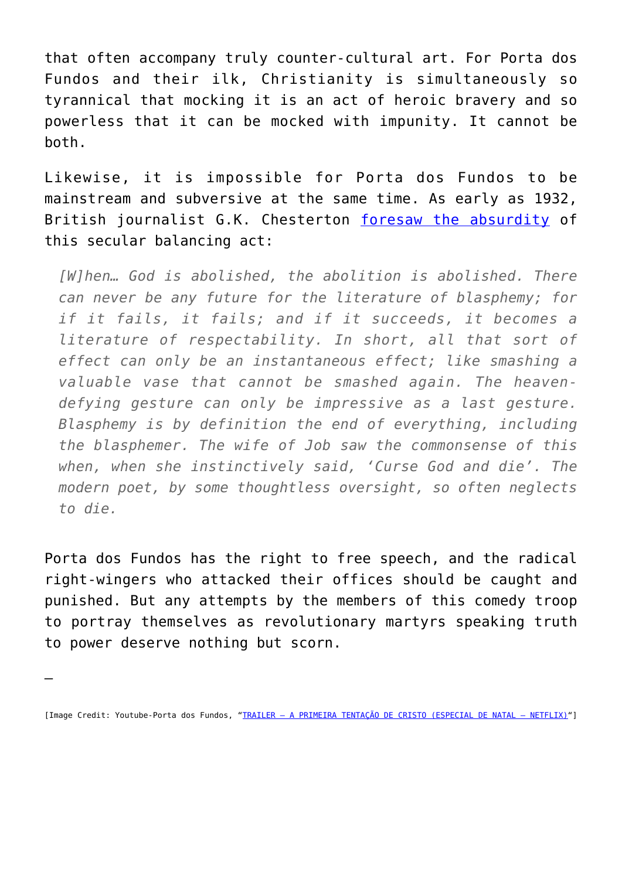that often accompany truly counter-cultural art. For Porta dos Fundos and their ilk, Christianity is simultaneously so tyrannical that mocking it is an act of heroic bravery and so powerless that it can be mocked with impunity. It cannot be both.

Likewise, it is impossible for Porta dos Fundos to be mainstream and subversive at the same time. As early as 1932, British journalist G.K. Chesterton [foresaw the absurdity](#) of this secular balancing act:

> *[W]hen… God is abolished, the abolition is abolished. There can never be any future for the literature of blasphemy; for if it fails, it fails; and if it succeeds, it becomes a literature of respectability. In short, all that sort of effect can only be an instantaneous effect; like smashing a valuable vase that cannot be smashed again. The heaven-defying gesture can only be impressive as a last gesture. Blasphemy is by definition the end of everything, including the blasphemer. The wife of Job saw the commonsense of this when, when she instinctively said, 'Curse God and die'. The modern poet, by some thoughtless oversight, so often neglects to die.*

Porta dos Fundos has the right to free speech, and the radical right-wingers who attacked their offices should be caught and punished. But any attempts by the members of this comedy troop to portray themselves as revolutionary martyrs speaking truth to power deserve nothing but scorn.

—

[Image Credit: Youtube-Porta dos Fundos, "TRAILER – A PRIMEIRA TENTAÇÃO DE CRISTO (ESPECIAL DE NATAL – NETFLIX)"]